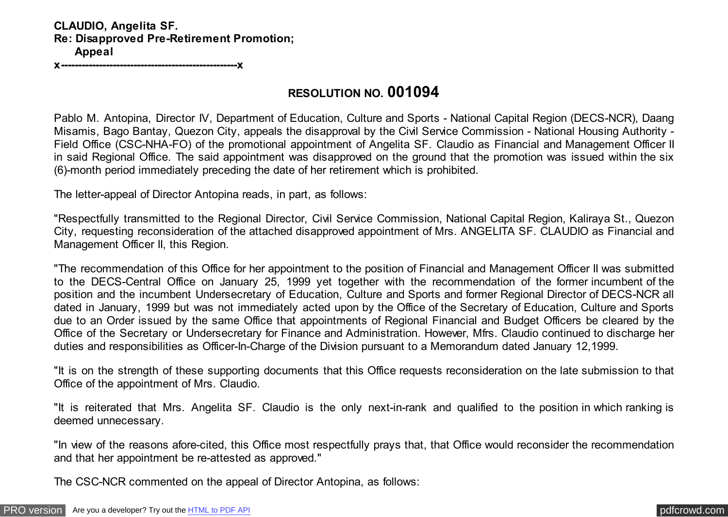**CLAUDIO, Angelita SF.**
**Re: Disapproved Pre-Retirement Promotion;**
**Appeal**
**x---------------------------------------------------x**

## RESOLUTION NO. 001094

Pablo M. Antopina, Director IV, Department of Education, Culture and Sports - National Capital Region (DECS-NCR), Daang Misamis, Bago Bantay, Quezon City, appeals the disapproval by the Civil Service Commission - National Housing Authority - Field Office (CSC-NHA-FO) of the promotional appointment of Angelita SF. Claudio as Financial and Management Officer II in said Regional Office. The said appointment was disapproved on the ground that the promotion was issued within the six (6)-month period immediately preceding the date of her retirement which is prohibited.

The letter-appeal of Director Antopina reads, in part, as follows:

"Respectfully transmitted to the Regional Director, Civil Service Commission, National Capital Region, Kaliraya St., Quezon City, requesting reconsideration of the attached disapproved appointment of Mrs. ANGELITA SF. CLAUDIO as Financial and Management Officer II, this Region.

"The recommendation of this Office for her appointment to the position of Financial and Management Officer II was submitted to the DECS-Central Office on January 25, 1999 yet together with the recommendation of the former incumbent of the position and the incumbent Undersecretary of Education, Culture and Sports and former Regional Director of DECS-NCR all dated in January, 1999 but was not immediately acted upon by the Office of the Secretary of Education, Culture and Sports due to an Order issued by the same Office that appointments of Regional Financial and Budget Officers be cleared by the Office of the Secretary or Undersecretary for Finance and Administration. However, Mfrs. Claudio continued to discharge her duties and responsibilities as Officer-In-Charge of the Division pursuant to a Memorandum dated January 12,1999.

"It is on the strength of these supporting documents that this Office requests reconsideration on the late submission to that Office of the appointment of Mrs. Claudio.

"It is reiterated that Mrs. Angelita SF. Claudio is the only next-in-rank and qualified to the position in which ranking is deemed unnecessary.

"In view of the reasons afore-cited, this Office most respectfully prays that, that Office would reconsider the recommendation and that her appointment be re-attested as approved."

The CSC-NCR commented on the appeal of Director Antopina, as follows: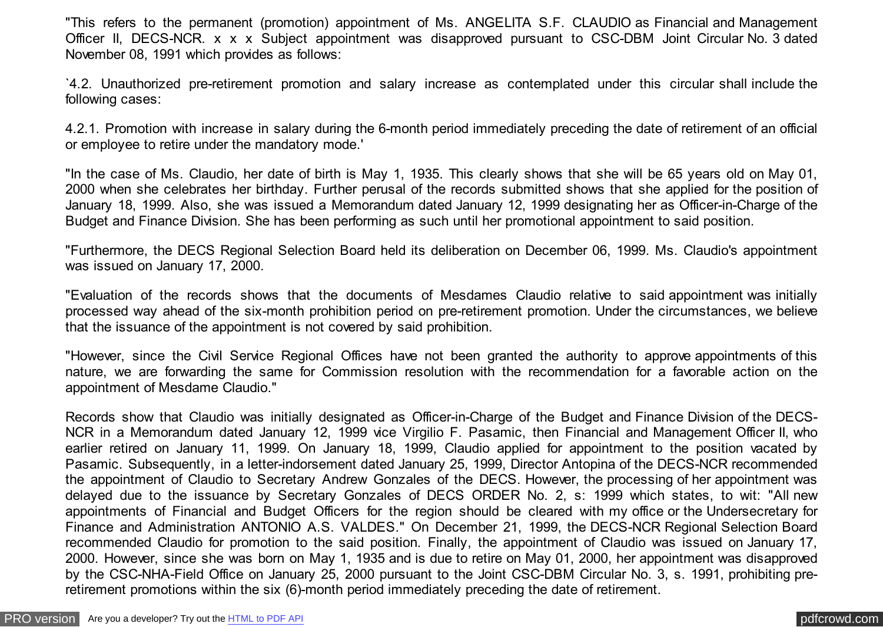"This refers to the permanent (promotion) appointment of Ms. ANGELITA S.F. CLAUDIO as Financial and Management Officer II, DECS-NCR. x x x Subject appointment was disapproved pursuant to CSC-DBM Joint Circular No. 3 dated November 08, 1991 which provides as follows:

`4.2. Unauthorized pre-retirement promotion and salary increase as contemplated under this circular shall include the following cases:

4.2.1. Promotion with increase in salary during the 6-month period immediately preceding the date of retirement of an official or employee to retire under the mandatory mode.'

"In the case of Ms. Claudio, her date of birth is May 1, 1935. This clearly shows that she will be 65 years old on May 01, 2000 when she celebrates her birthday. Further perusal of the records submitted shows that she applied for the position of January 18, 1999. Also, she was issued a Memorandum dated January 12, 1999 designating her as Officer-in-Charge of the Budget and Finance Division. She has been performing as such until her promotional appointment to said position.

"Furthermore, the DECS Regional Selection Board held its deliberation on December 06, 1999. Ms. Claudio's appointment was issued on January 17, 2000.

"Evaluation of the records shows that the documents of Mesdames Claudio relative to said appointment was initially processed way ahead of the six-month prohibition period on pre-retirement promotion. Under the circumstances, we believe that the issuance of the appointment is not covered by said prohibition.

"However, since the Civil Service Regional Offices have not been granted the authority to approve appointments of this nature, we are forwarding the same for Commission resolution with the recommendation for a favorable action on the appointment of Mesdame Claudio."

Records show that Claudio was initially designated as Officer-in-Charge of the Budget and Finance Division of the DECS-NCR in a Memorandum dated January 12, 1999 vice Virgilio F. Pasamic, then Financial and Management Officer II, who earlier retired on January 11, 1999. On January 18, 1999, Claudio applied for appointment to the position vacated by Pasamic. Subsequently, in a letter-indorsement dated January 25, 1999, Director Antopina of the DECS-NCR recommended the appointment of Claudio to Secretary Andrew Gonzales of the DECS. However, the processing of her appointment was delayed due to the issuance by Secretary Gonzales of DECS ORDER No. 2, s: 1999 which states, to wit: "All new appointments of Financial and Budget Officers for the region should be cleared with my office or the Undersecretary for Finance and Administration ANTONIO A.S. VALDES." On December 21, 1999, the DECS-NCR Regional Selection Board recommended Claudio for promotion to the said position. Finally, the appointment of Claudio was issued on January 17, 2000. However, since she was born on May 1, 1935 and is due to retire on May 01, 2000, her appointment was disapproved by the CSC-NHA-Field Office on January 25, 2000 pursuant to the Joint CSC-DBM Circular No. 3, s. 1991, prohibiting pre-retirement promotions within the six (6)-month period immediately preceding the date of retirement.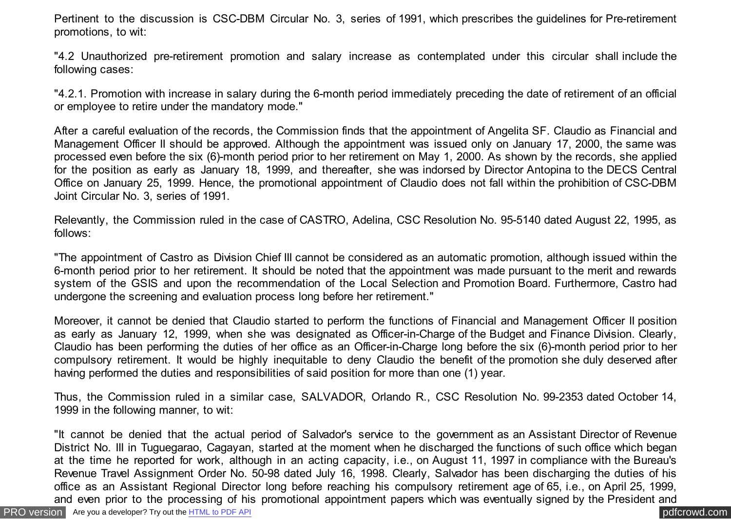Pertinent to the discussion is CSC-DBM Circular No. 3, series of 1991, which prescribes the guidelines for Pre-retirement promotions, to wit:

"4.2 Unauthorized pre-retirement promotion and salary increase as contemplated under this circular shall include the following cases:

"4.2.1. Promotion with increase in salary during the 6-month period immediately preceding the date of retirement of an official or employee to retire under the mandatory mode."

After a careful evaluation of the records, the Commission finds that the appointment of Angelita SF. Claudio as Financial and Management Officer II should be approved. Although the appointment was issued only on January 17, 2000, the same was processed even before the six (6)-month period prior to her retirement on May 1, 2000. As shown by the records, she applied for the position as early as January 18, 1999, and thereafter, she was indorsed by Director Antopina to the DECS Central Office on January 25, 1999. Hence, the promotional appointment of Claudio does not fall within the prohibition of CSC-DBM Joint Circular No. 3, series of 1991.

Relevantly, the Commission ruled in the case of CASTRO, Adelina, CSC Resolution No. 95-5140 dated August 22, 1995, as follows:

"The appointment of Castro as Division Chief III cannot be considered as an automatic promotion, although issued within the 6-month period prior to her retirement. It should be noted that the appointment was made pursuant to the merit and rewards system of the GSIS and upon the recommendation of the Local Selection and Promotion Board. Furthermore, Castro had undergone the screening and evaluation process long before her retirement."

Moreover, it cannot be denied that Claudio started to perform the functions of Financial and Management Officer II position as early as January 12, 1999, when she was designated as Officer-in-Charge of the Budget and Finance Division. Clearly, Claudio has been performing the duties of her office as an Officer-in-Charge long before the six (6)-month period prior to her compulsory retirement. It would be highly inequitable to deny Claudio the benefit of the promotion she duly deserved after having performed the duties and responsibilities of said position for more than one (1) year.

Thus, the Commission ruled in a similar case, SALVADOR, Orlando R., CSC Resolution No. 99-2353 dated October 14, 1999 in the following manner, to wit:

"It cannot be denied that the actual period of Salvador's service to the government as an Assistant Director of Revenue District No. III in Tuguegarao, Cagayan, started at the moment when he discharged the functions of such office which began at the time he reported for work, although in an acting capacity, i.e., on August 11, 1997 in compliance with the Bureau's Revenue Travel Assignment Order No. 50-98 dated July 16, 1998. Clearly, Salvador has been discharging the duties of his office as an Assistant Regional Director long before reaching his compulsory retirement age of 65, i.e., on April 25, 1999, and even prior to the processing of his promotional appointment papers which was eventually signed by the President and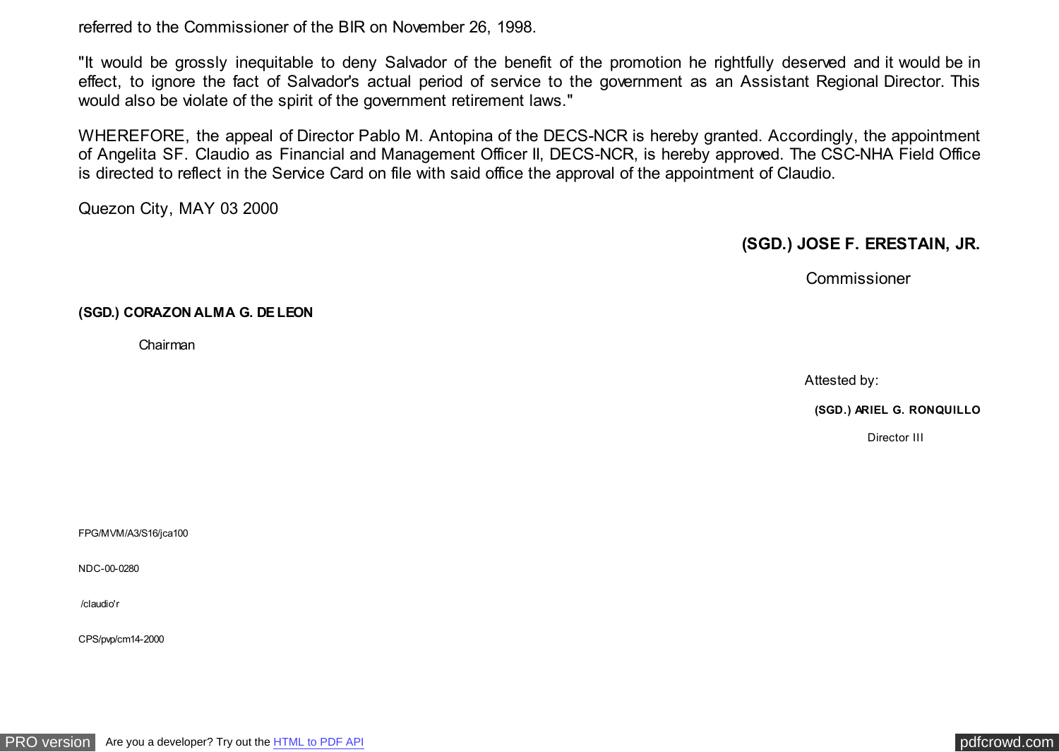referred to the Commissioner of the BIR on November 26, 1998.

"It would be grossly inequitable to deny Salvador of the benefit of the promotion he rightfully deserved and it would be in effect, to ignore the fact of Salvador's actual period of service to the government as an Assistant Regional Director. This would also be violate of the spirit of the government retirement laws."

WHEREFORE, the appeal of Director Pablo M. Antopina of the DECS-NCR is hereby granted. Accordingly, the appointment of Angelita SF. Claudio as Financial and Management Officer II, DECS-NCR, is hereby approved. The CSC-NHA Field Office is directed to reflect in the Service Card on file with said office the approval of the appointment of Claudio.

Quezon City, MAY 03 2000

**(SGD.) JOSE F. ERESTAIN, JR.**

Commissioner

**(SGD.) CORAZON ALMA G. DE LEON**

Chairman

Attested by:

**(SGD.) ARIEL G. RONQUILLO**

Director III

FPG/MVM/A3/S16/jca100

NDC-00-0280

/claudio'r

CPS/pvp/cm14-2000